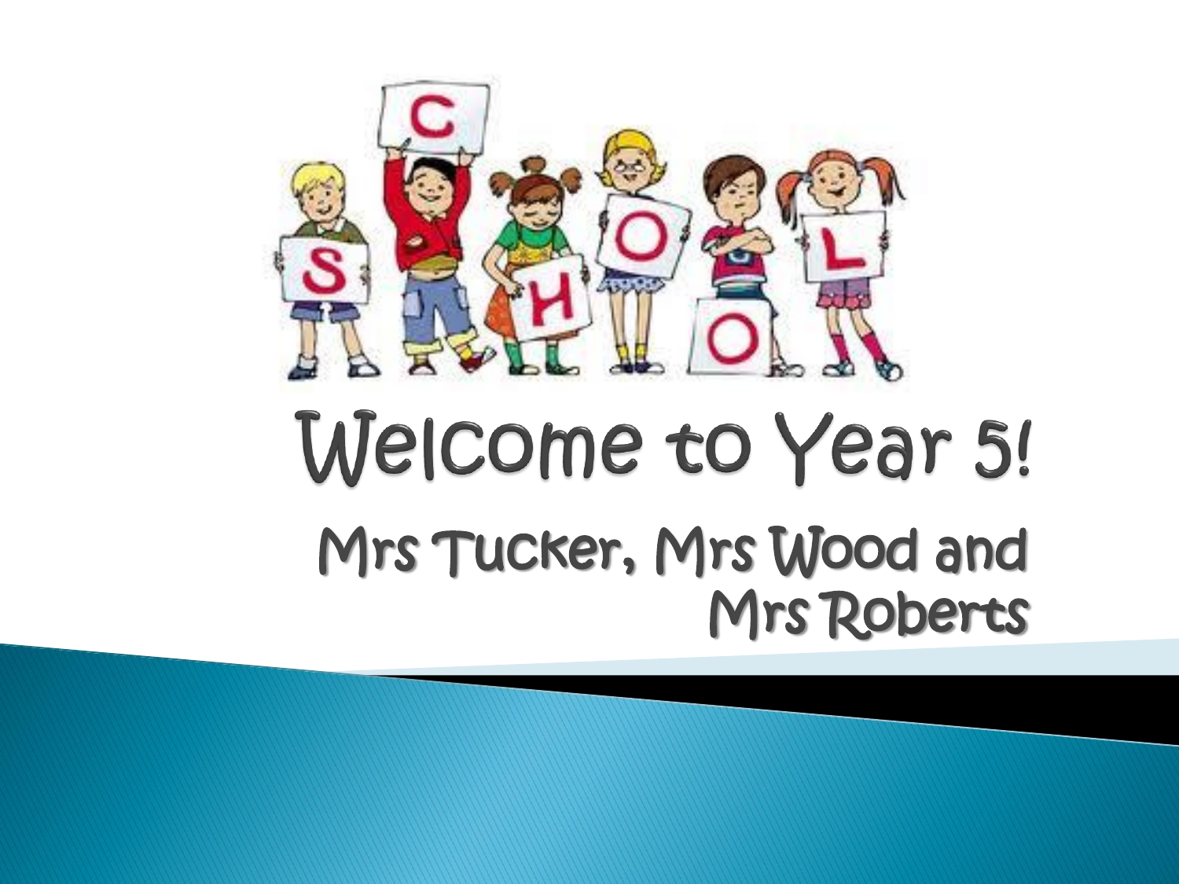# Welcome to Year 5!

## Mrs Tucker, Mrs Wood and Mrs Roberts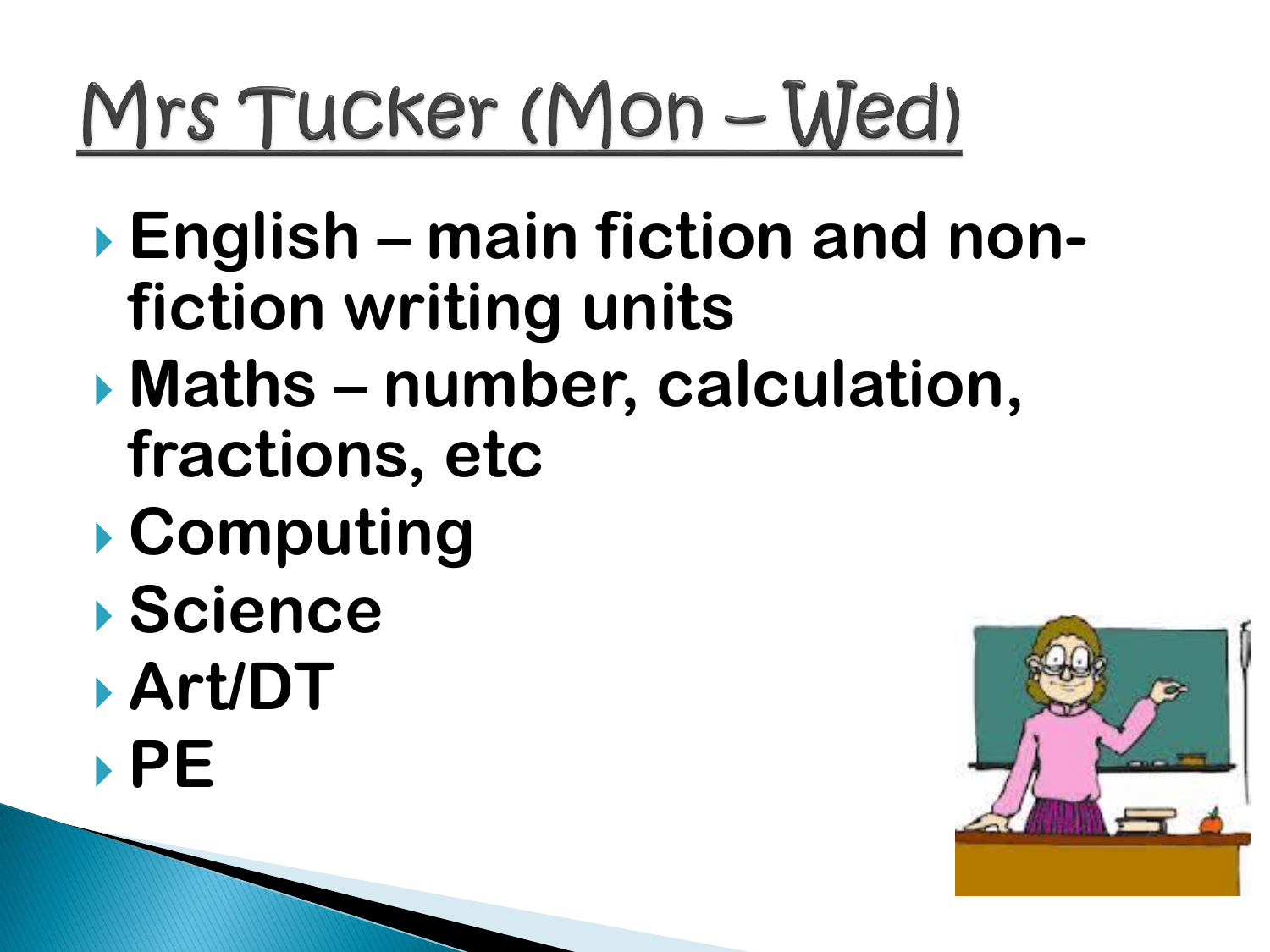# Mrs Tucker (Mon – Wed)

- English – main fiction and non-fiction writing units
- Maths – number, calculation, fractions, etc
- Computing
- Science
- Art/DT
- PE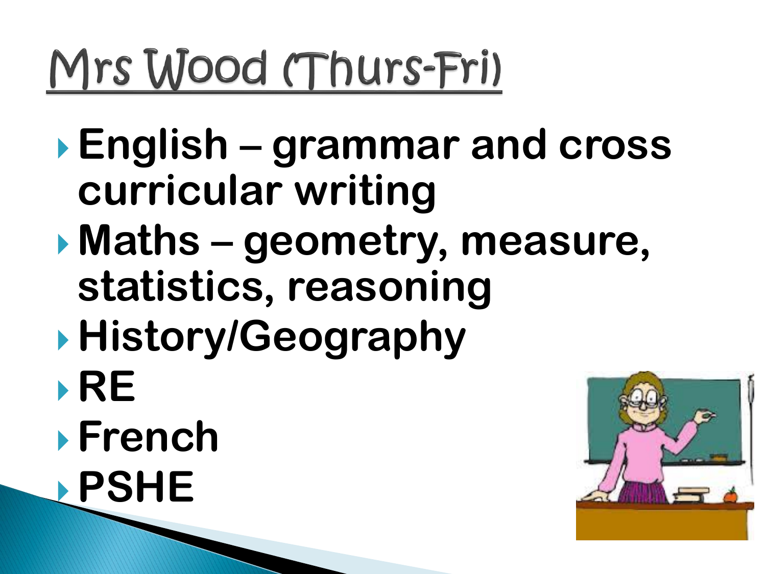# Mrs Wood (Thurs-Fri)

- **English – grammar and cross curricular writing**
- **Maths – geometry, measure, statistics, reasoning**
- **History/Geography**
- **RE**
- **French**
- **PSHE**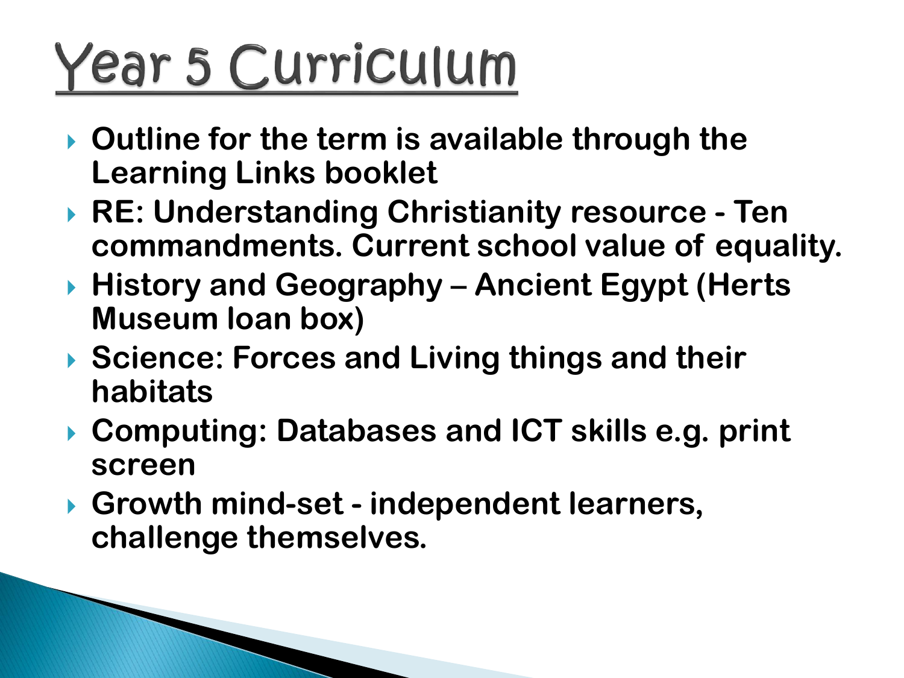# Year 5 Curriculum

- **Outline for the term is available through the Learning Links booklet**
- **RE: Understanding Christianity resource - Ten commandments. Current school value of equality.**
- **History and Geography – Ancient Egypt (Herts Museum loan box)**
- **Science: Forces and Living things and their habitats**
- **Computing: Databases and ICT skills e.g. print screen**
- **Growth mind-set - independent learners, challenge themselves.**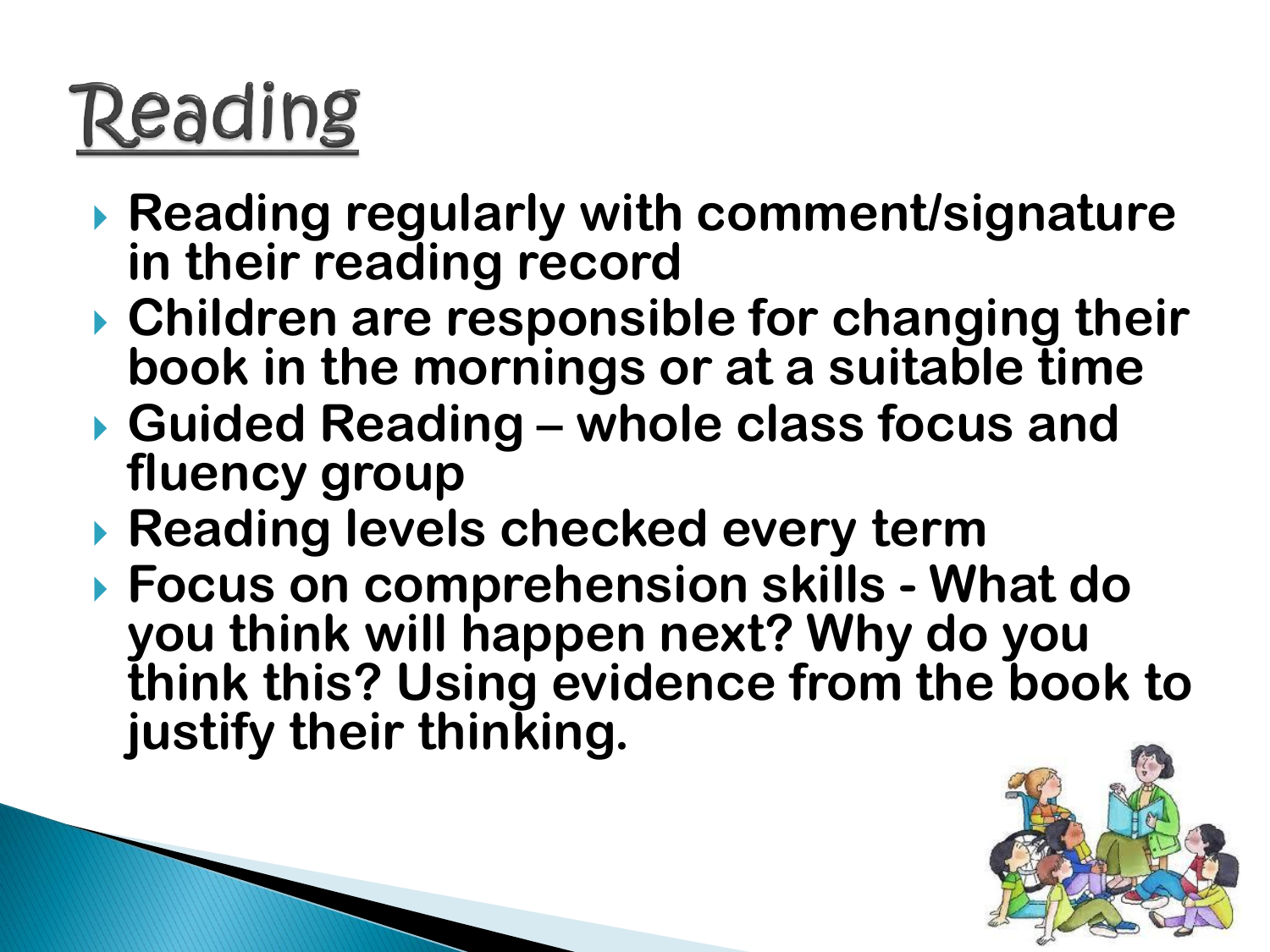# Reading

- **Reading regularly with comment/signature in their reading record**
- **Children are responsible for changing their book in the mornings or at a suitable time**
- **Guided Reading – whole class focus and fluency group**
- **Reading levels checked every term**
- **Focus on comprehension skills - What do you think will happen next? Why do you think this? Using evidence from the book to justify their thinking.**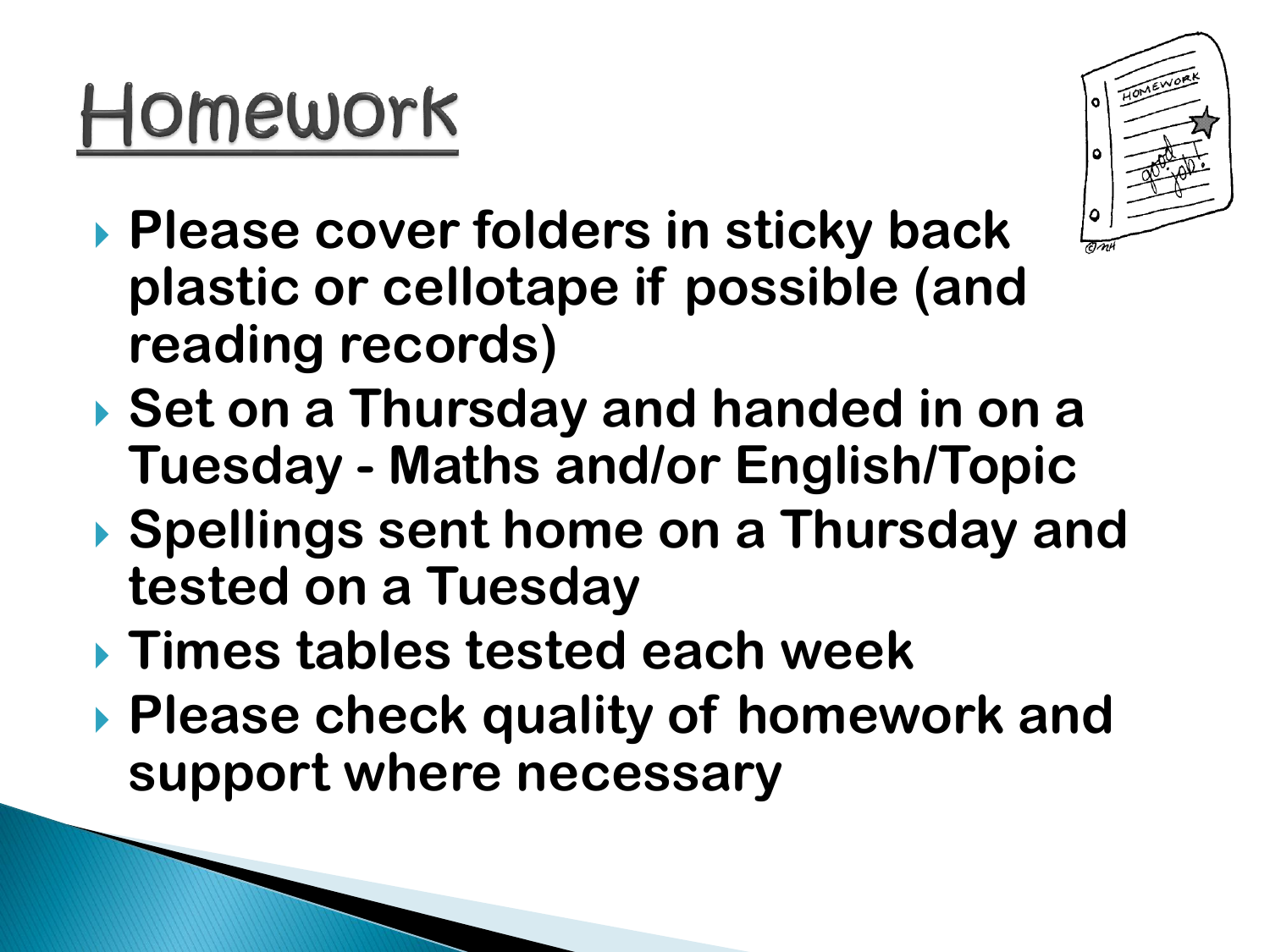# Homework

- **Please cover folders in sticky back plastic or cellotape if possible (and reading records)**
- **Set on a Thursday and handed in on a Tuesday - Maths and/or English/Topic**
- **Spellings sent home on a Thursday and tested on a Tuesday**
- **Times tables tested each week**
- **Please check quality of homework and support where necessary**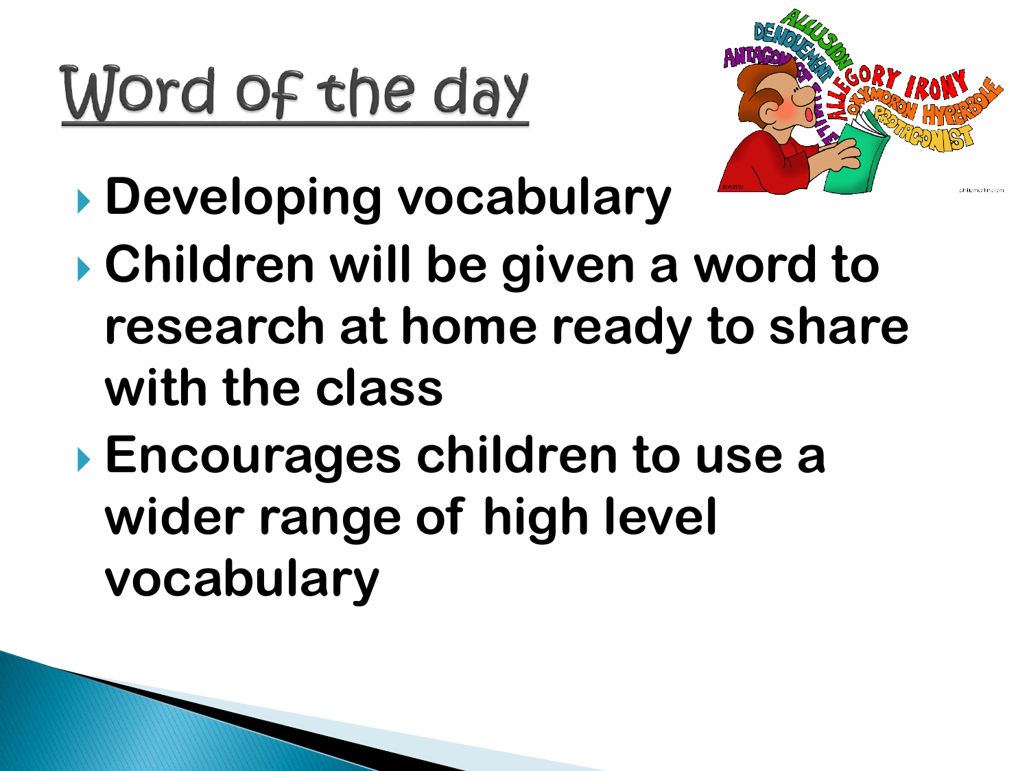# Word of the day

- **Developing vocabulary**
- **Children will be given a word to research at home ready to share with the class**
- **Encourages children to use a wider range of high level vocabulary**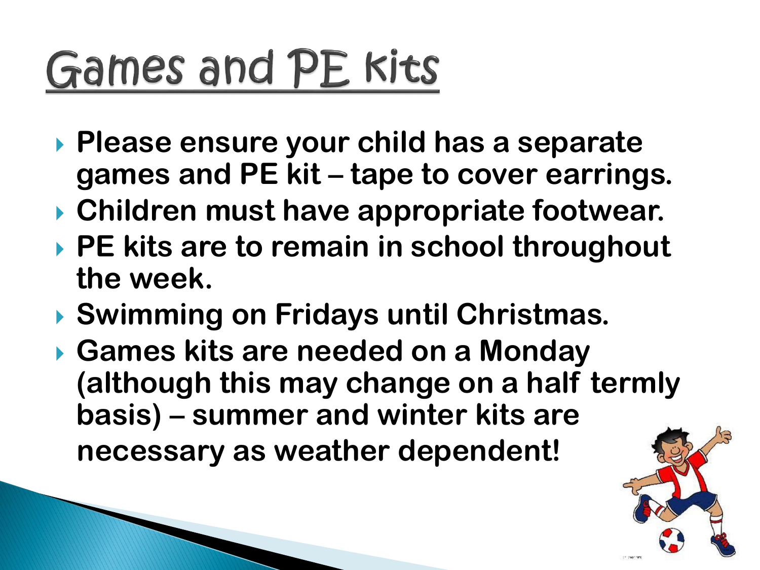# Games and PE kits

- **Please ensure your child has a separate games and PE kit – tape to cover earrings.**
- **Children must have appropriate footwear.**
- **PE kits are to remain in school throughout the week.**
- **Swimming on Fridays until Christmas.**
- **Games kits are needed on a Monday (although this may change on a half termly basis) – summer and winter kits are necessary as weather dependent!**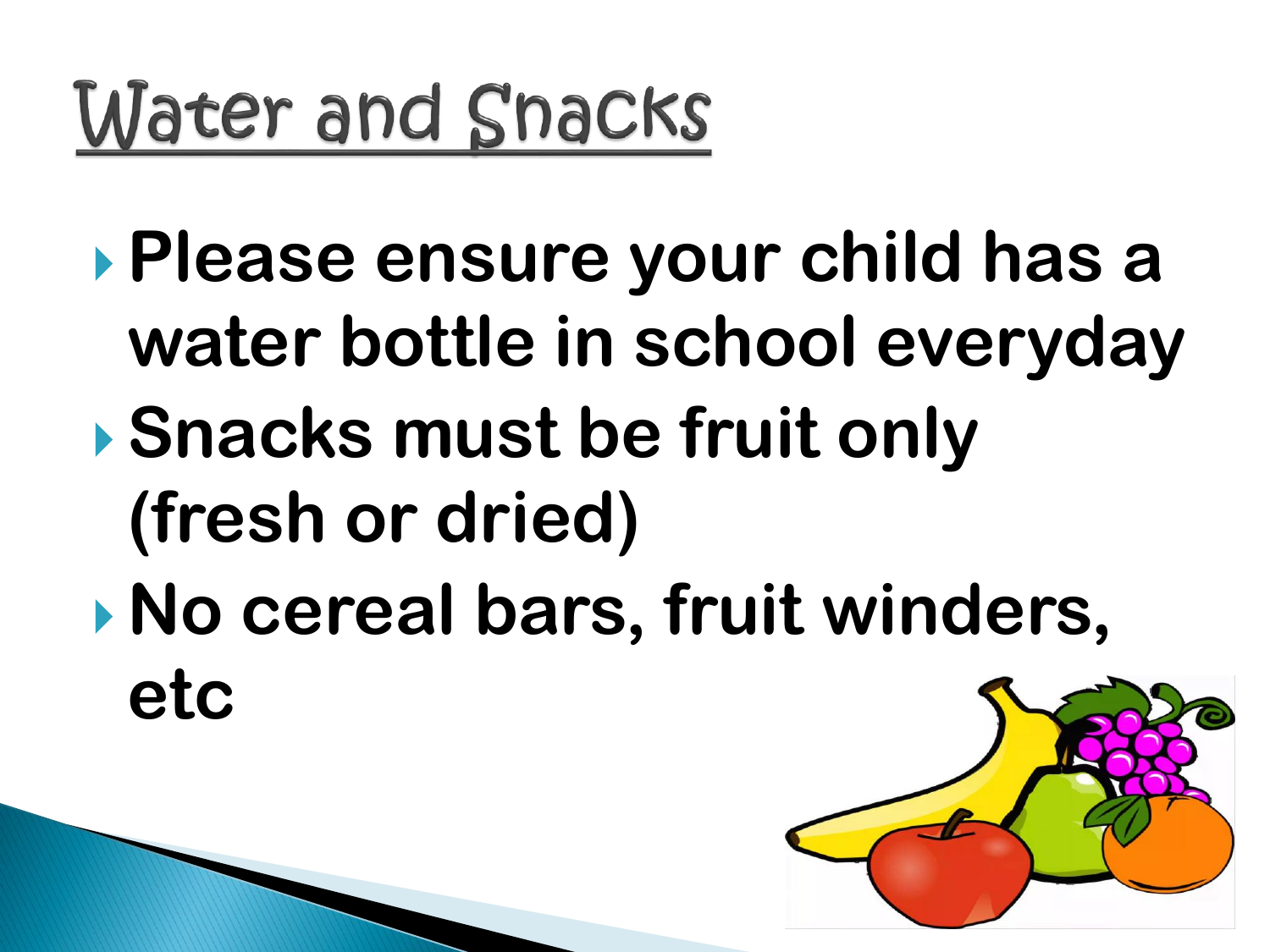# Water and Snacks

- **Please ensure your child has a water bottle in school everyday**
- **Snacks must be fruit only (fresh or dried)**
- **No cereal bars, fruit winders, etc**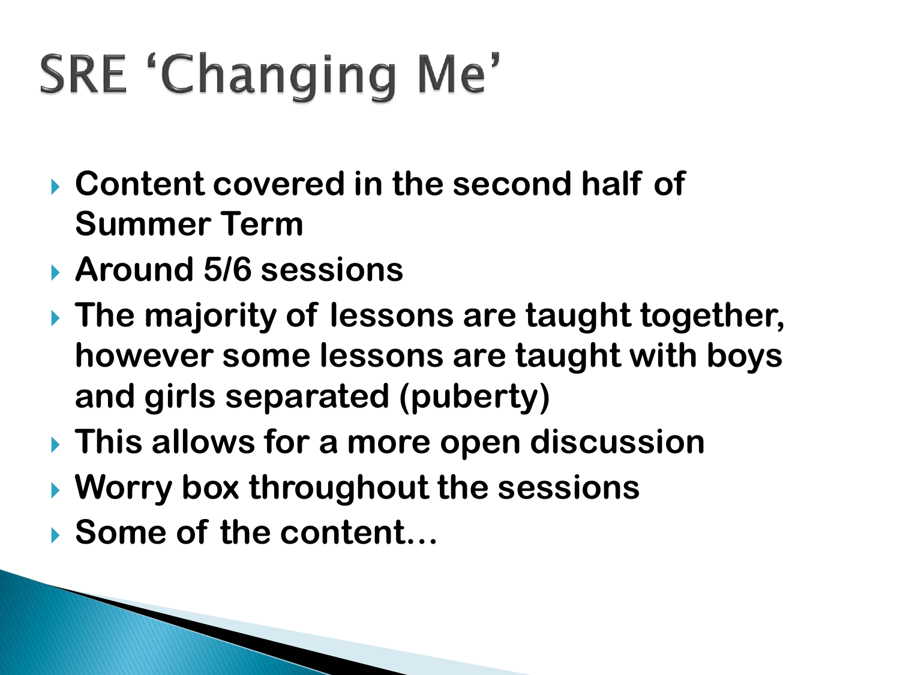# SRE ‘Changing Me’

- **Content covered in the second half of Summer Term**
- **Around 5/6 sessions**
- **The majority of lessons are taught together, however some lessons are taught with boys and girls separated (puberty)**
- **This allows for a more open discussion**
- **Worry box throughout the sessions**
- **Some of the content…**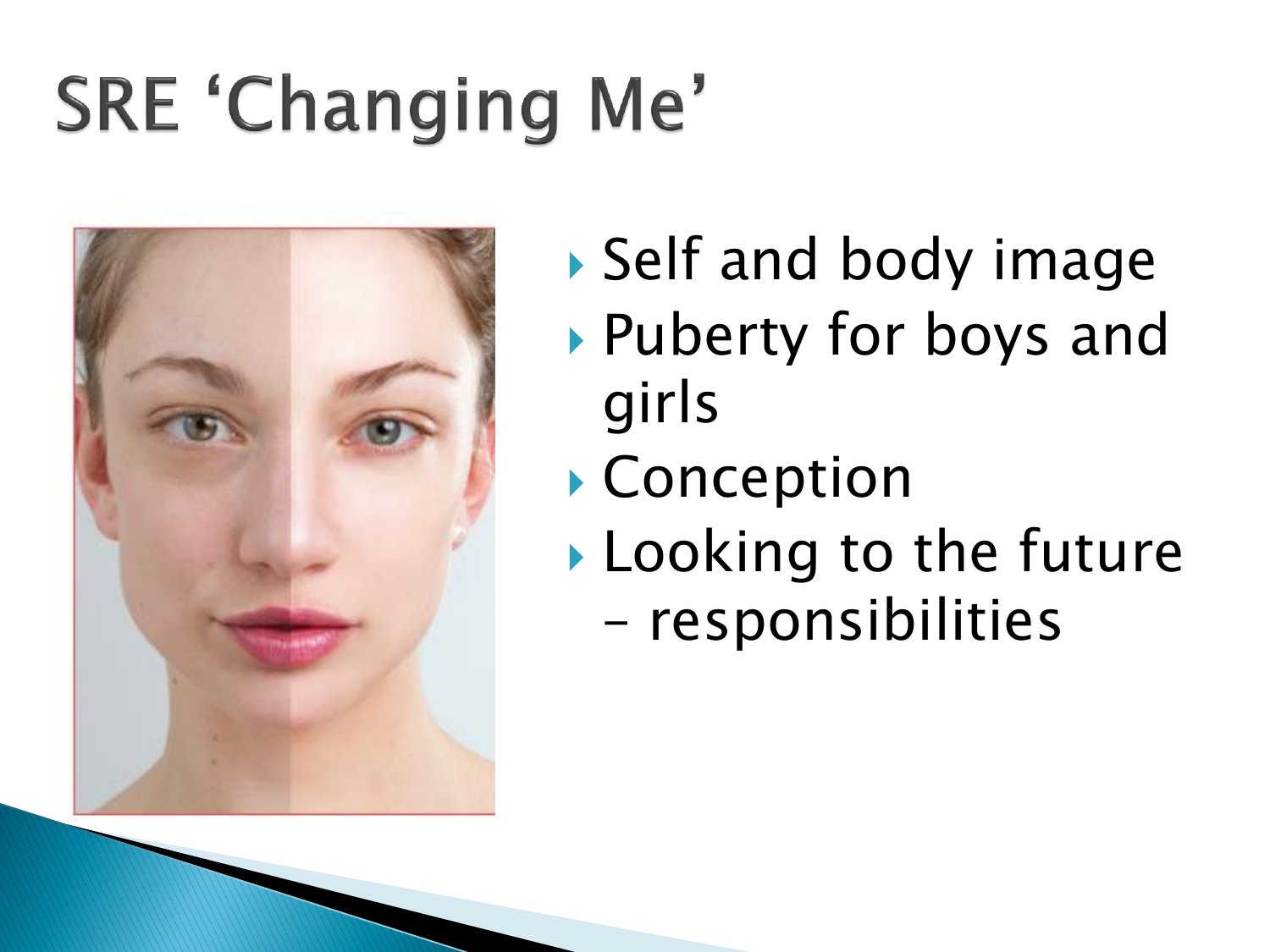# SRE 'Changing Me'

- Self and body image
- Puberty for boys and girls
- Conception
- Looking to the future – responsibilities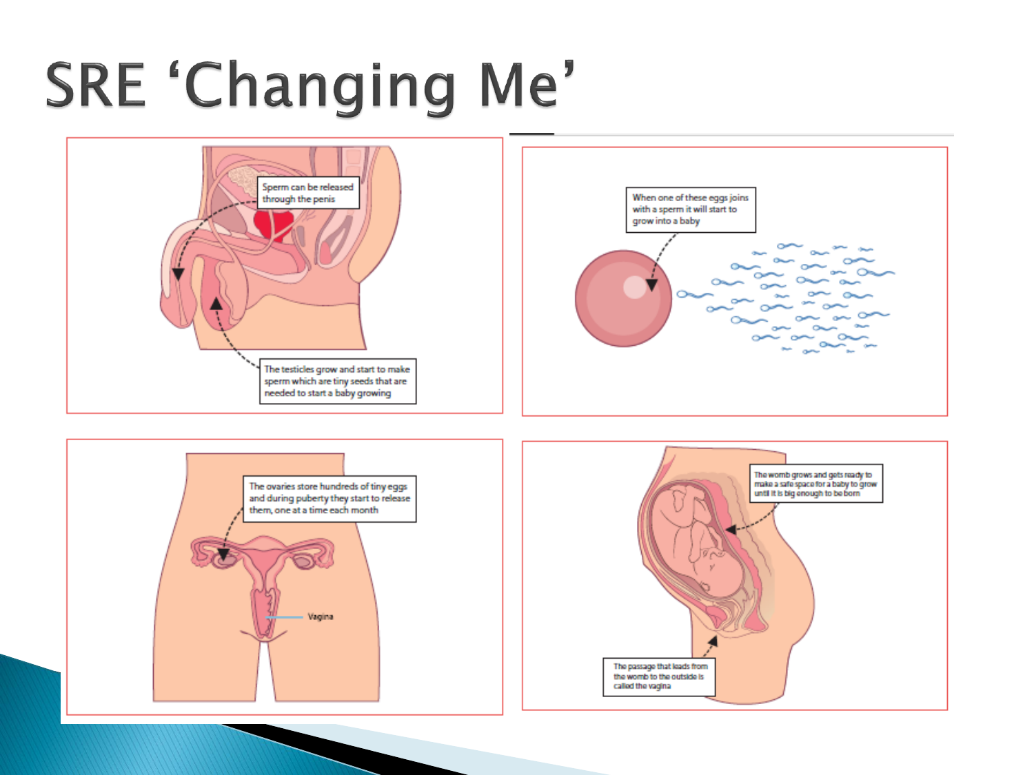# SRE 'Changing Me'

Sperm can be released through the penis

The testicles grow and start to make sperm which are tiny seeds that are needed to start a baby growing

When one of these eggs joins with a sperm it will start to grow into a baby

The ovaries store hundreds of tiny eggs and during puberty they start to release them, one at a time each month

Vagina

The womb grows and gets ready to make a safe space for a baby to grow until it is big enough to be born

The passage that leads from the womb to the outside is called the vagina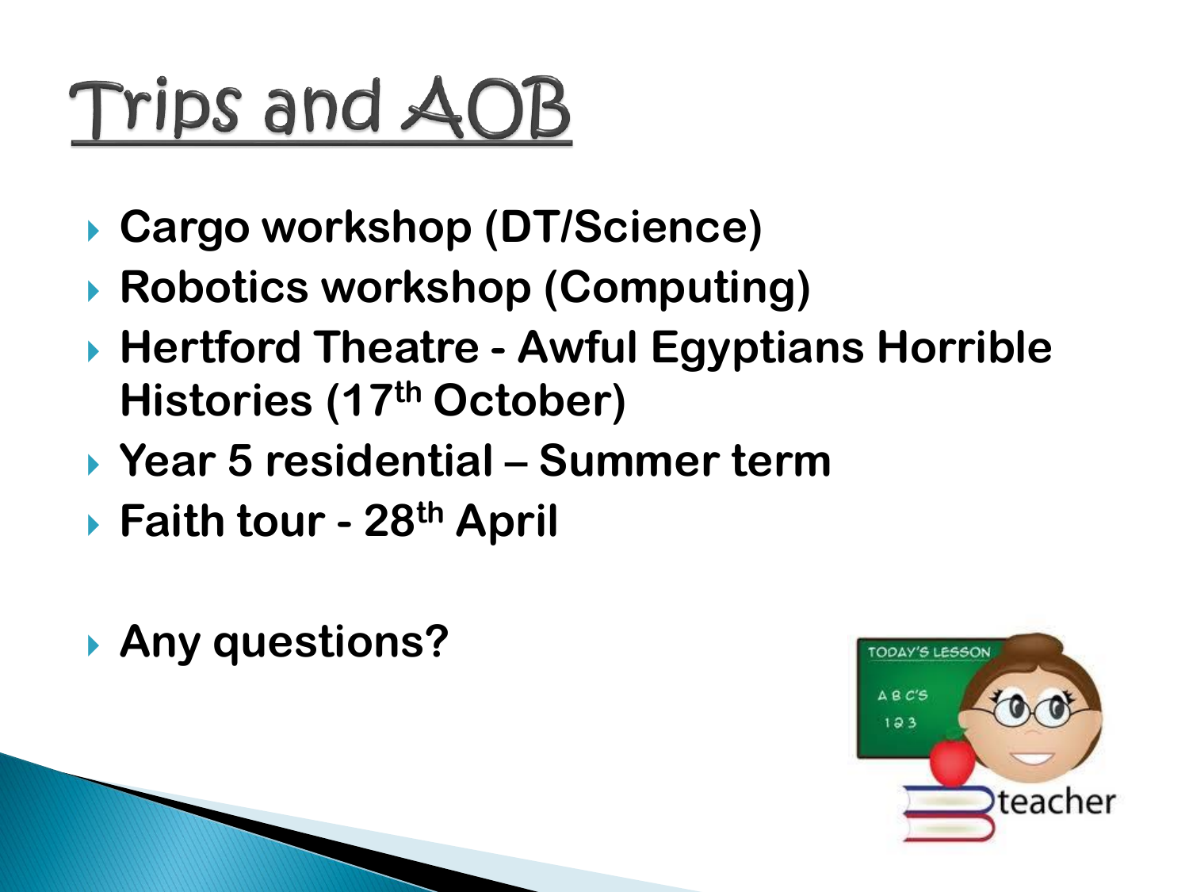# Trips and AOB

- **Cargo workshop (DT/Science)**
- **Robotics workshop (Computing)**
- **Hertford Theatre - Awful Egyptians Horrible Histories (17th October)**
- **Year 5 residential – Summer term**
- **Faith tour - 28th April**

- **Any questions?**